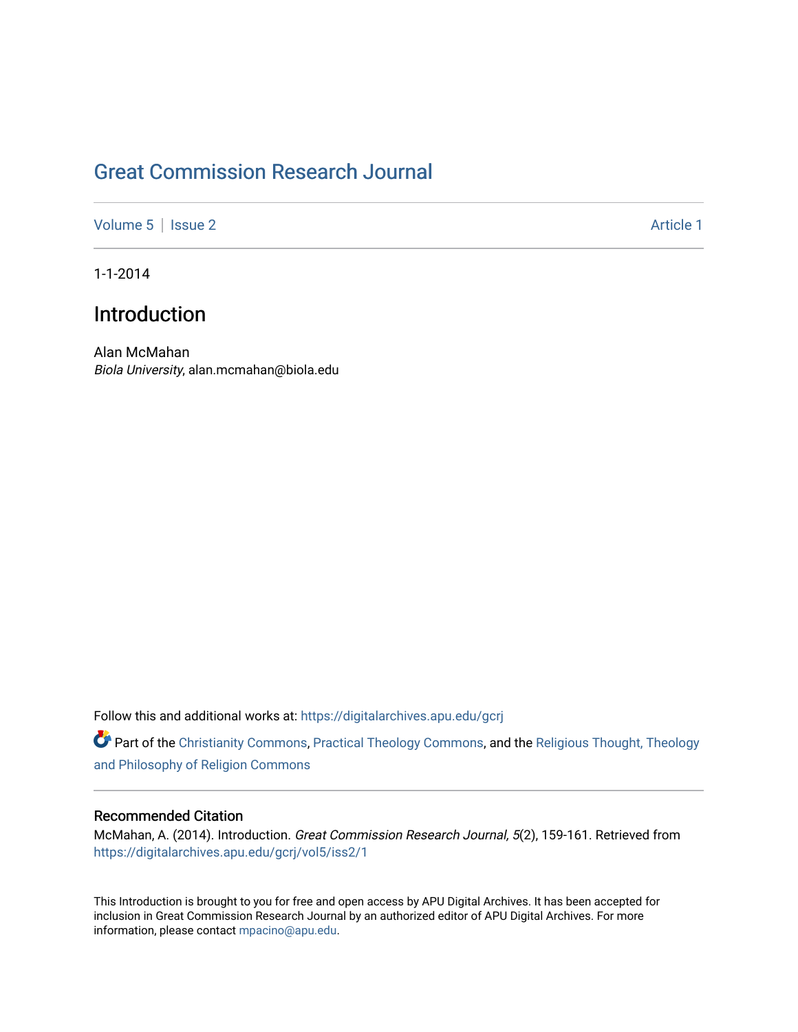# Great Commission Research Journal

Volume 5 | Issue 2 Article 1

1-1-2014

## Introduction

Alan McMahan
*Biola University*, alan.mcmahan@biola.edu

Follow this and additional works at: https://digitalarchives.apu.edu/gcrj

Part of the Christianity Commons, Practical Theology Commons, and the Religious Thought, Theology and Philosophy of Religion Commons

### Recommended Citation

McMahan, A. (2014). Introduction. *Great Commission Research Journal, 5*(2), 159-161. Retrieved from https://digitalarchives.apu.edu/gcrj/vol5/iss2/1

This Introduction is brought to you for free and open access by APU Digital Archives. It has been accepted for inclusion in Great Commission Research Journal by an authorized editor of APU Digital Archives. For more information, please contact mpacino@apu.edu.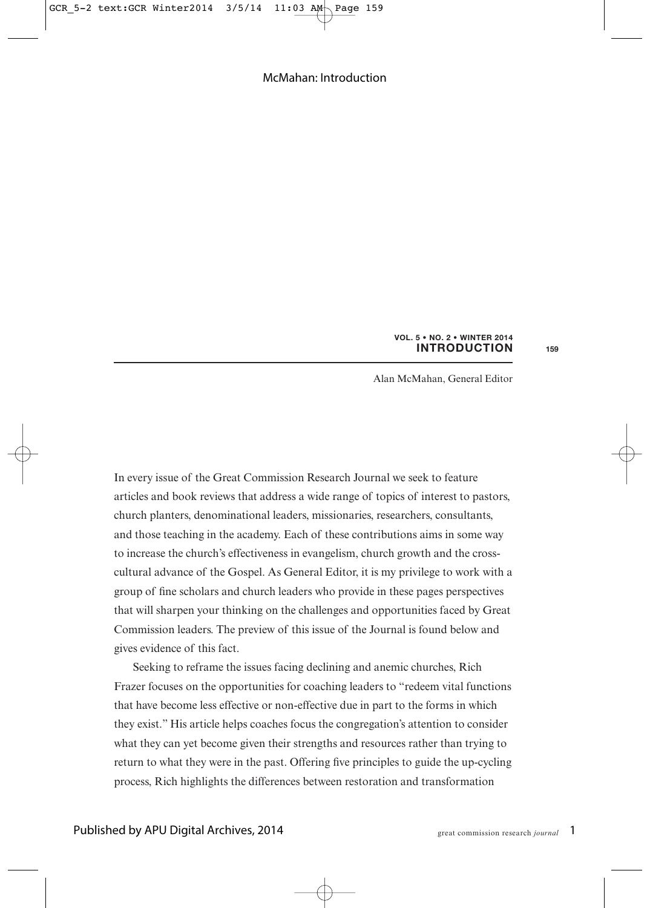# INTRODUCTION

Alan McMahan, General Editor

In every issue of the Great Commission Research Journal we seek to feature articles and book reviews that address a wide range of topics of interest to pastors, church planters, denominational leaders, missionaries, researchers, consultants, and those teaching in the academy. Each of these contributions aims in some way to increase the church's effectiveness in evangelism, church growth and the cross-cultural advance of the Gospel. As General Editor, it is my privilege to work with a group of fine scholars and church leaders who provide in these pages perspectives that will sharpen your thinking on the challenges and opportunities faced by Great Commission leaders. The preview of this issue of the Journal is found below and gives evidence of this fact.

Seeking to reframe the issues facing declining and anemic churches, Rich Frazer focuses on the opportunities for coaching leaders to "redeem vital functions that have become less effective or non-effective due in part to the forms in which they exist." His article helps coaches focus the congregation's attention to consider what they can yet become given their strengths and resources rather than trying to return to what they were in the past. Offering five principles to guide the up-cycling process, Rich highlights the differences between restoration and transformation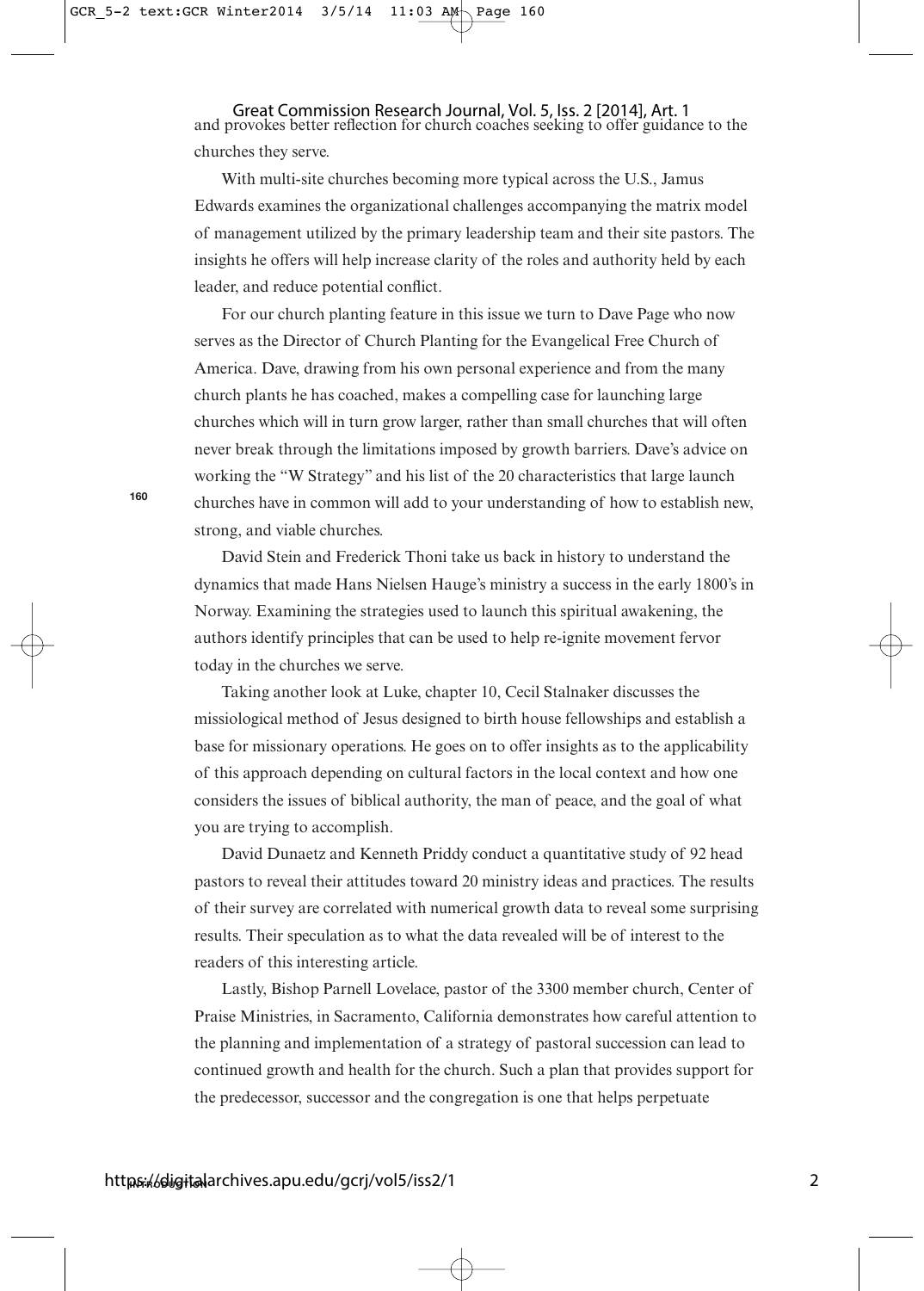and provokes better reflection for church coaches seeking to offer guidance to the churches they serve.

With multi-site churches becoming more typical across the U.S., Jamus Edwards examines the organizational challenges accompanying the matrix model of management utilized by the primary leadership team and their site pastors. The insights he offers will help increase clarity of the roles and authority held by each leader, and reduce potential conflict.

For our church planting feature in this issue we turn to Dave Page who now serves as the Director of Church Planting for the Evangelical Free Church of America. Dave, drawing from his own personal experience and from the many church plants he has coached, makes a compelling case for launching large churches which will in turn grow larger, rather than small churches that will often never break through the limitations imposed by growth barriers. Dave's advice on working the "W Strategy" and his list of the 20 characteristics that large launch churches have in common will add to your understanding of how to establish new, strong, and viable churches.

David Stein and Frederick Thoni take us back in history to understand the dynamics that made Hans Nielsen Hauge's ministry a success in the early 1800's in Norway. Examining the strategies used to launch this spiritual awakening, the authors identify principles that can be used to help re-ignite movement fervor today in the churches we serve.

Taking another look at Luke, chapter 10, Cecil Stalnaker discusses the missiological method of Jesus designed to birth house fellowships and establish a base for missionary operations. He goes on to offer insights as to the applicability of this approach depending on cultural factors in the local context and how one considers the issues of biblical authority, the man of peace, and the goal of what you are trying to accomplish.

David Dunaetz and Kenneth Priddy conduct a quantitative study of 92 head pastors to reveal their attitudes toward 20 ministry ideas and practices. The results of their survey are correlated with numerical growth data to reveal some surprising results. Their speculation as to what the data revealed will be of interest to the readers of this interesting article.

Lastly, Bishop Parnell Lovelace, pastor of the 3300 member church, Center of Praise Ministries, in Sacramento, California demonstrates how careful attention to the planning and implementation of a strategy of pastoral succession can lead to continued growth and health for the church. Such a plan that provides support for the predecessor, successor and the congregation is one that helps perpetuate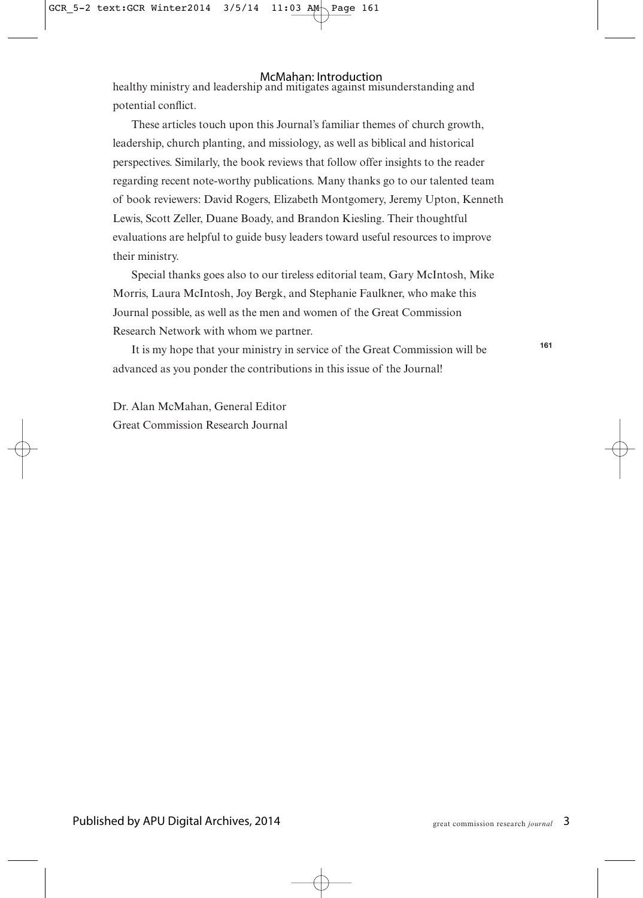healthy ministry and leadership and mitigates against misunderstanding and potential conflict.

These articles touch upon this Journal's familiar themes of church growth, leadership, church planting, and missiology, as well as biblical and historical perspectives. Similarly, the book reviews that follow offer insights to the reader regarding recent note-worthy publications. Many thanks go to our talented team of book reviewers: David Rogers, Elizabeth Montgomery, Jeremy Upton, Kenneth Lewis, Scott Zeller, Duane Boady, and Brandon Kiesling. Their thoughtful evaluations are helpful to guide busy leaders toward useful resources to improve their ministry.

Special thanks goes also to our tireless editorial team, Gary McIntosh, Mike Morris, Laura McIntosh, Joy Bergk, and Stephanie Faulkner, who make this Journal possible, as well as the men and women of the Great Commission Research Network with whom we partner.

It is my hope that your ministry in service of the Great Commission will be advanced as you ponder the contributions in this issue of the Journal!

Dr. Alan McMahan, General Editor
Great Commission Research Journal